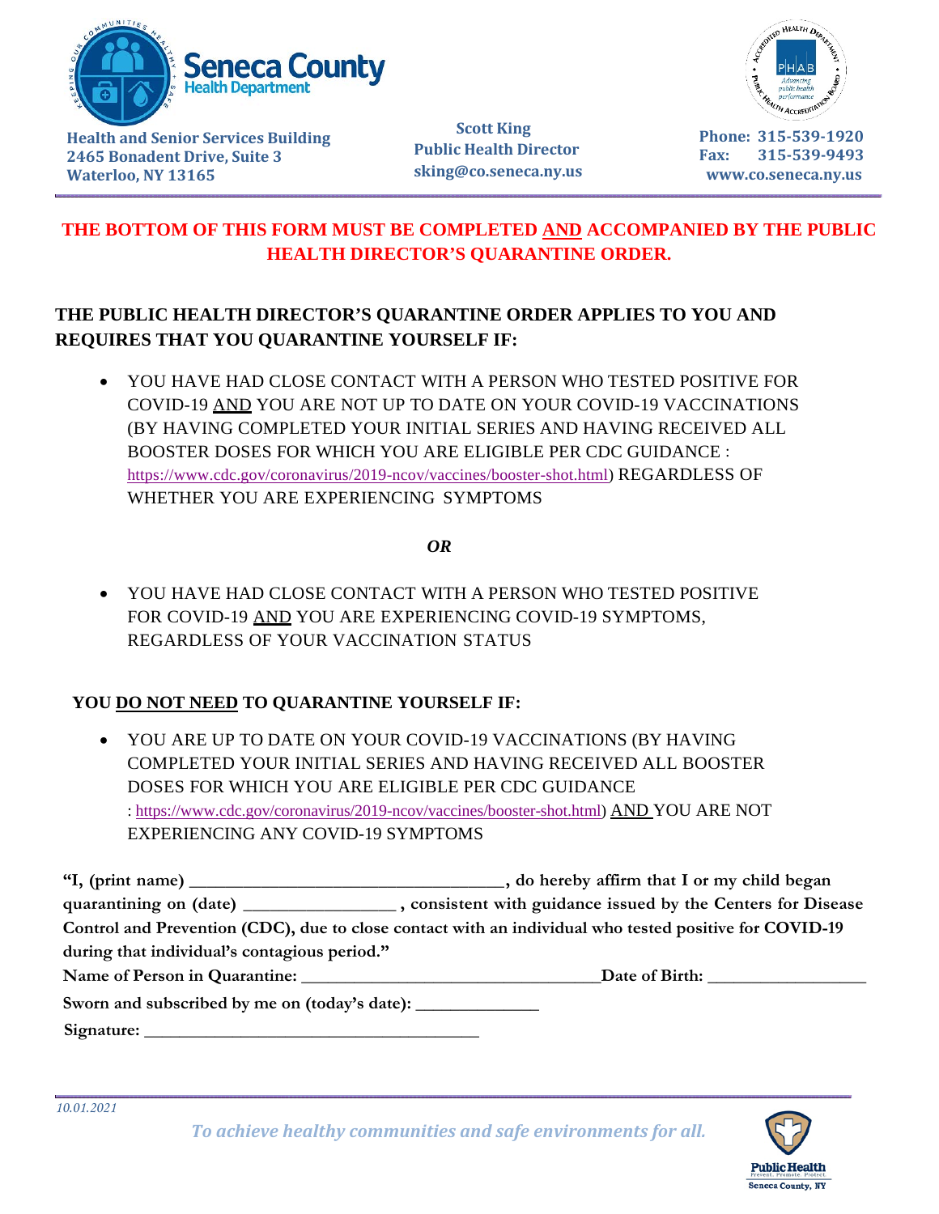**Seneca County Health Department**

**Health and Senior Services Building**
**2465 Bonadent Drive, Suite 3**
**Waterloo, NY 13165**

**Scott King**
**Public Health Director**
**sking@co.seneca.ny.us**

**Phone: 315-539-1920**
**Fax: 315-539-9493**
**www.co.seneca.ny.us**

**THE BOTTOM OF THIS FORM MUST BE COMPLETED AND ACCOMPANIED BY THE PUBLIC HEALTH DIRECTOR'S QUARANTINE ORDER.**

**THE PUBLIC HEALTH DIRECTOR'S QUARANTINE ORDER APPLIES TO YOU AND REQUIRES THAT YOU QUARANTINE YOURSELF IF:**

- YOU HAVE HAD CLOSE CONTACT WITH A PERSON WHO TESTED POSITIVE FOR COVID-19 AND YOU ARE NOT UP TO DATE ON YOUR COVID-19 VACCINATIONS (BY HAVING COMPLETED YOUR INITIAL SERIES AND HAVING RECEIVED ALL BOOSTER DOSES FOR WHICH YOU ARE ELIGIBLE PER CDC GUIDANCE : https://www.cdc.gov/coronavirus/2019-ncov/vaccines/booster-shot.html) REGARDLESS OF WHETHER YOU ARE EXPERIENCING SYMPTOMS

*OR*

- YOU HAVE HAD CLOSE CONTACT WITH A PERSON WHO TESTED POSITIVE FOR COVID-19 AND YOU ARE EXPERIENCING COVID-19 SYMPTOMS, REGARDLESS OF YOUR VACCINATION STATUS

**YOU DO NOT NEED TO QUARANTINE YOURSELF IF:**

- YOU ARE UP TO DATE ON YOUR COVID-19 VACCINATIONS (BY HAVING COMPLETED YOUR INITIAL SERIES AND HAVING RECEIVED ALL BOOSTER DOSES FOR WHICH YOU ARE ELIGIBLE PER CDC GUIDANCE : https://www.cdc.gov/coronavirus/2019-ncov/vaccines/booster-shot.html) AND YOU ARE NOT EXPERIENCING ANY COVID-19 SYMPTOMS

**"I, (print name) ___________________________________, do hereby affirm that I or my child began quarantining on (date) ________________ , consistent with guidance issued by the Centers for Disease Control and Prevention (CDC), due to close contact with an individual who tested positive for COVID-19 during that individual's contagious period."**

**Name of Person in Quarantine: _________________________________ Date of Birth: _________________**

**Sworn and subscribed by me on (today's date): _____________**

**Signature: ______________________________________**

*10.01.2021*

*To achieve healthy communities and safe environments for all.*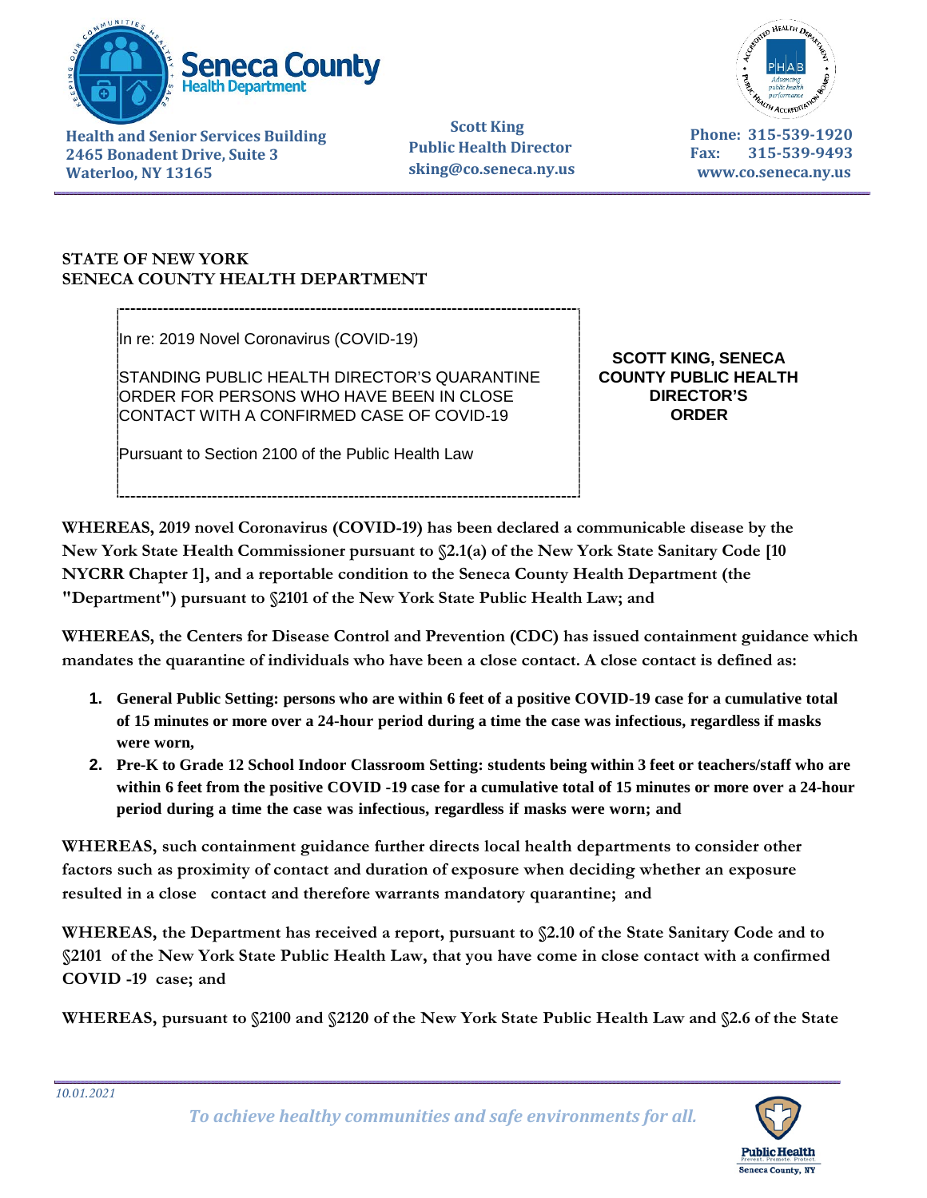**STATE OF NEW YORK**
**SENECA COUNTY HEALTH DEPARTMENT**

In re: 2019 Novel Coronavirus (COVID-19)

STANDING PUBLIC HEALTH DIRECTOR'S QUARANTINE ORDER FOR PERSONS WHO HAVE BEEN IN CLOSE CONTACT WITH A CONFIRMED CASE OF COVID-19

Pursuant to Section 2100 of the Public Health Law

**SCOTT KING, SENECA COUNTY PUBLIC HEALTH DIRECTOR'S ORDER**

**WHEREAS, 2019 novel Coronavirus (COVID-19) has been declared a communicable disease by the New York State Health Commissioner pursuant to §2.1(a) of the New York State Sanitary Code [10 NYCRR Chapter 1], and a reportable condition to the Seneca County Health Department (the "Department") pursuant to §2101 of the New York State Public Health Law; and**

**WHEREAS, the Centers for Disease Control and Prevention (CDC) has issued containment guidance which mandates the quarantine of individuals who have been a close contact. A close contact is defined as:**

1. **General Public Setting: persons who are within 6 feet of a positive COVID-19 case for a cumulative total of 15 minutes or more over a 24-hour period during a time the case was infectious, regardless if masks were worn,**
2. **Pre-K to Grade 12 School Indoor Classroom Setting: students being within 3 feet or teachers/staff who are within 6 feet from the positive COVID -19 case for a cumulative total of 15 minutes or more over a 24-hour period during a time the case was infectious, regardless if masks were worn; and**

**WHEREAS, such containment guidance further directs local health departments to consider other factors such as proximity of contact and duration of exposure when deciding whether an exposure resulted in a close contact and therefore warrants mandatory quarantine; and**

**WHEREAS, the Department has received a report, pursuant to §2.10 of the State Sanitary Code and to §2101 of the New York State Public Health Law, that you have come in close contact with a confirmed COVID -19 case; and**

**WHEREAS, pursuant to §2100 and §2120 of the New York State Public Health Law and §2.6 of the State**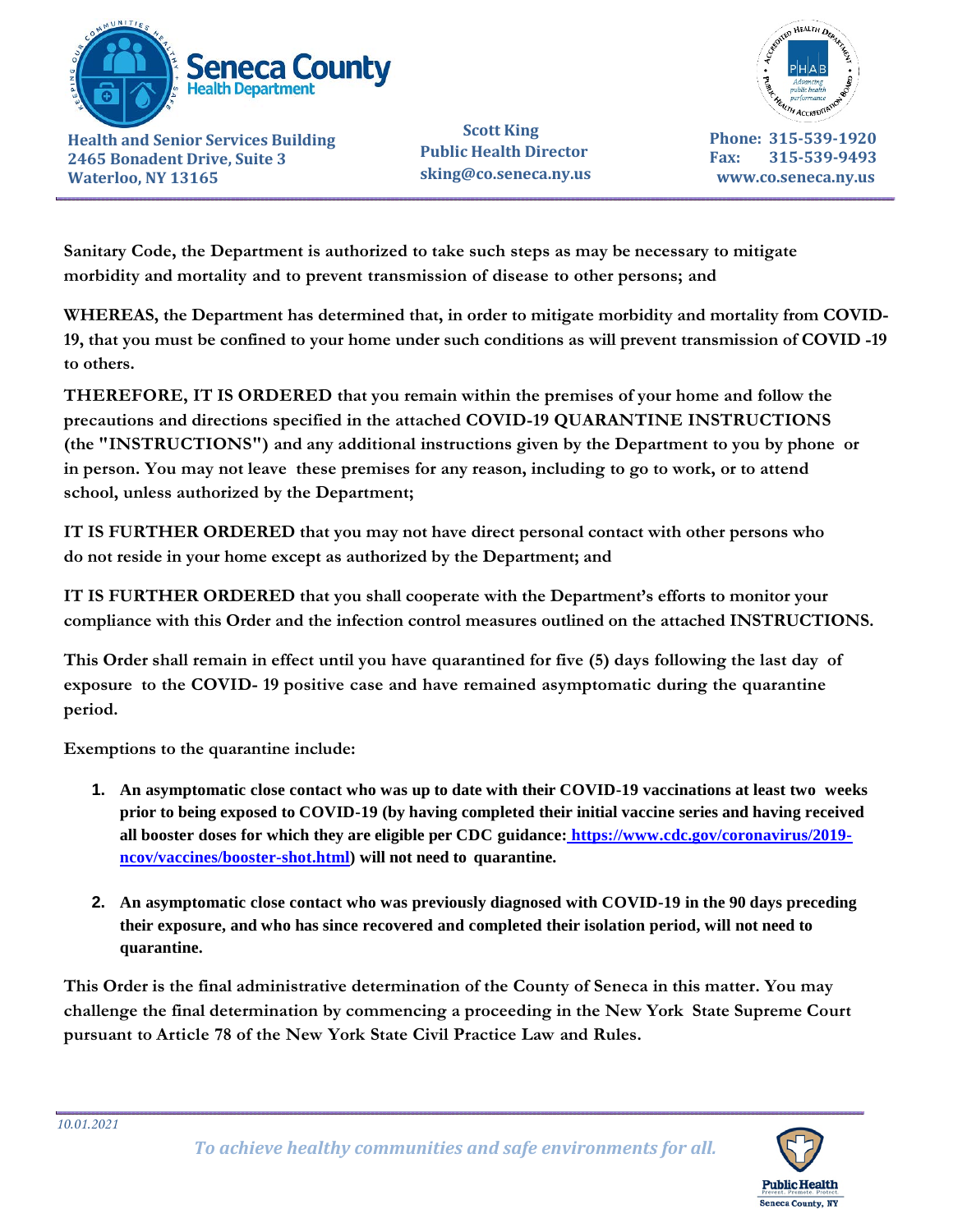**Sanitary Code, the Department is authorized to take such steps as may be necessary to mitigate morbidity and mortality and to prevent transmission of disease to other persons; and**

**WHEREAS, the Department has determined that, in order to mitigate morbidity and mortality from COVID-19, that you must be confined to your home under such conditions as will prevent transmission of COVID -19 to others.**

**THEREFORE, IT IS ORDERED that you remain within the premises of your home and follow the precautions and directions specified in the attached COVID-19 QUARANTINE INSTRUCTIONS (the "INSTRUCTIONS") and any additional instructions given by the Department to you by phone or in person. You may not leave these premises for any reason, including to go to work, or to attend school, unless authorized by the Department;**

**IT IS FURTHER ORDERED that you may not have direct personal contact with other persons who do not reside in your home except as authorized by the Department; and**

**IT IS FURTHER ORDERED that you shall cooperate with the Department's efforts to monitor your compliance with this Order and the infection control measures outlined on the attached INSTRUCTIONS.**

**This Order shall remain in effect until you have quarantined for five (5) days following the last day of exposure to the COVID- 19 positive case and have remained asymptomatic during the quarantine period.**

**Exemptions to the quarantine include:**

1. **An asymptomatic close contact who was up to date with their COVID-19 vaccinations at least two weeks prior to being exposed to COVID-19 (by having completed their initial vaccine series and having received all booster doses for which they are eligible per CDC guidance: https://www.cdc.gov/coronavirus/2019-ncov/vaccines/booster-shot.html) will not need to quarantine.**

2. **An asymptomatic close contact who was previously diagnosed with COVID-19 in the 90 days preceding their exposure, and who has since recovered and completed their isolation period, will not need to quarantine.**

**This Order is the final administrative determination of the County of Seneca in this matter. You may challenge the final determination by commencing a proceeding in the New York State Supreme Court pursuant to Article 78 of the New York State Civil Practice Law and Rules.**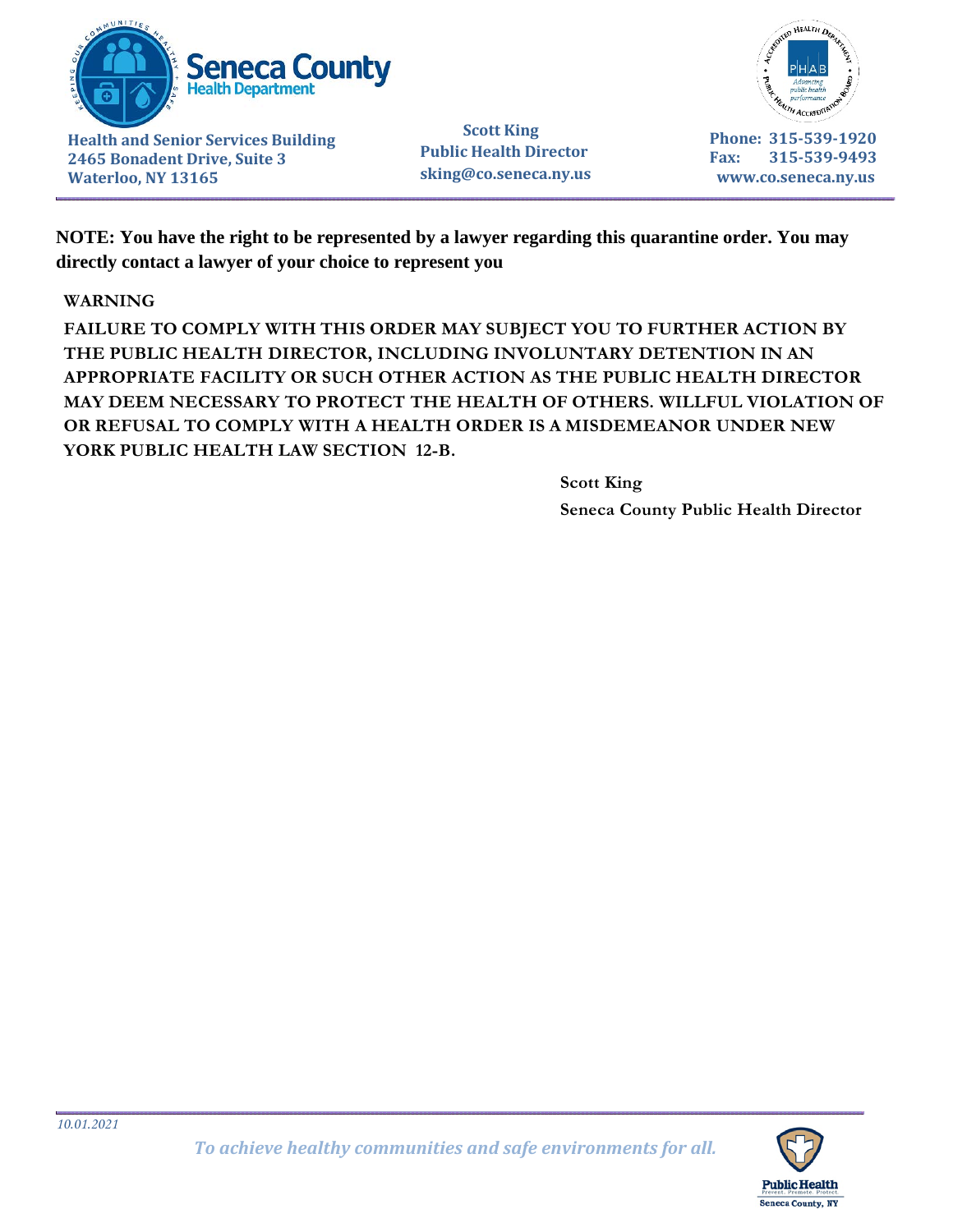**NOTE: You have the right to be represented by a lawyer regarding this quarantine order. You may directly contact a lawyer of your choice to represent you**

**WARNING**

**FAILURE TO COMPLY WITH THIS ORDER MAY SUBJECT YOU TO FURTHER ACTION BY THE PUBLIC HEALTH DIRECTOR, INCLUDING INVOLUNTARY DETENTION IN AN APPROPRIATE FACILITY OR SUCH OTHER ACTION AS THE PUBLIC HEALTH DIRECTOR MAY DEEM NECESSARY TO PROTECT THE HEALTH OF OTHERS. WILLFUL VIOLATION OF OR REFUSAL TO COMPLY WITH A HEALTH ORDER IS A MISDEMEANOR UNDER NEW YORK PUBLIC HEALTH LAW SECTION 12-B.**

**Scott King**
**Seneca County Public Health Director**